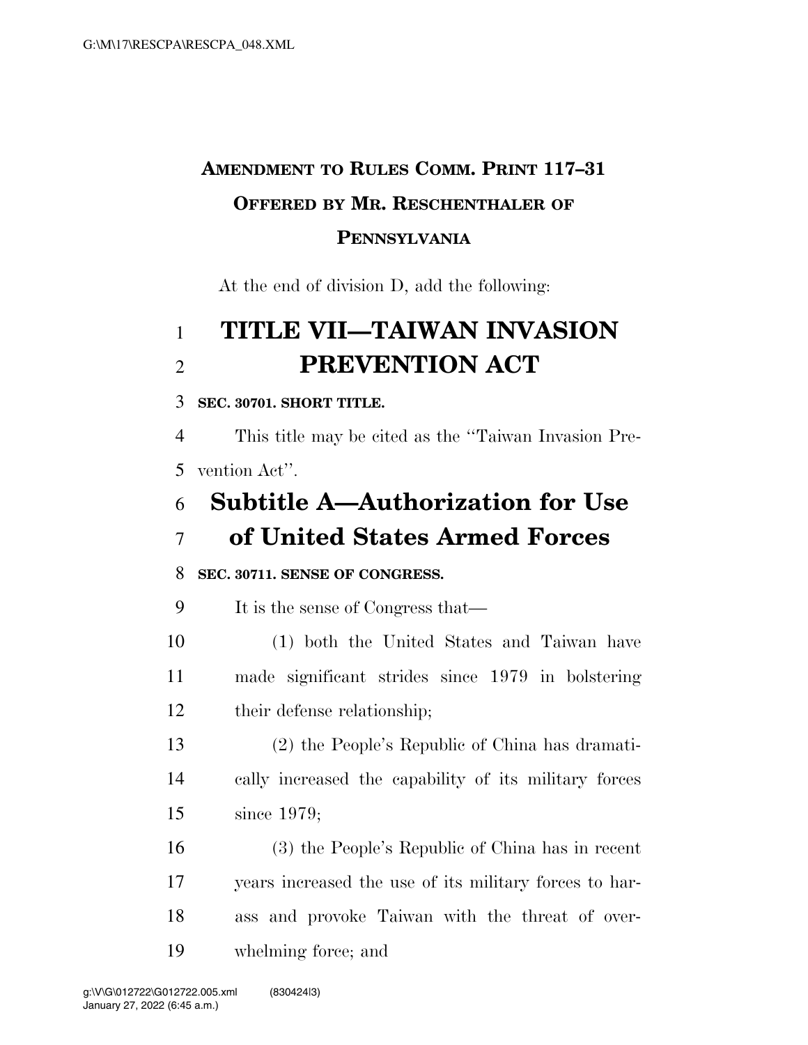# AMENDMENT TO RULES COMM. PRINT 117–31
# OFFERED BY MR. RESCHENTHALER OF PENNSYLVANIA

At the end of division D, add the following:

# TITLE VII—TAIWAN INVASION PREVENTION ACT

**SEC. 30701. SHORT TITLE.**

This title may be cited as the ''Taiwan Invasion Prevention Act''.

## Subtitle A—Authorization for Use of United States Armed Forces

**SEC. 30711. SENSE OF CONGRESS.**

It is the sense of Congress that—

(1) both the United States and Taiwan have made significant strides since 1979 in bolstering their defense relationship;

(2) the People's Republic of China has dramatically increased the capability of its military forces since 1979;

(3) the People's Republic of China has in recent years increased the use of its military forces to harass and provoke Taiwan with the threat of overwhelming force; and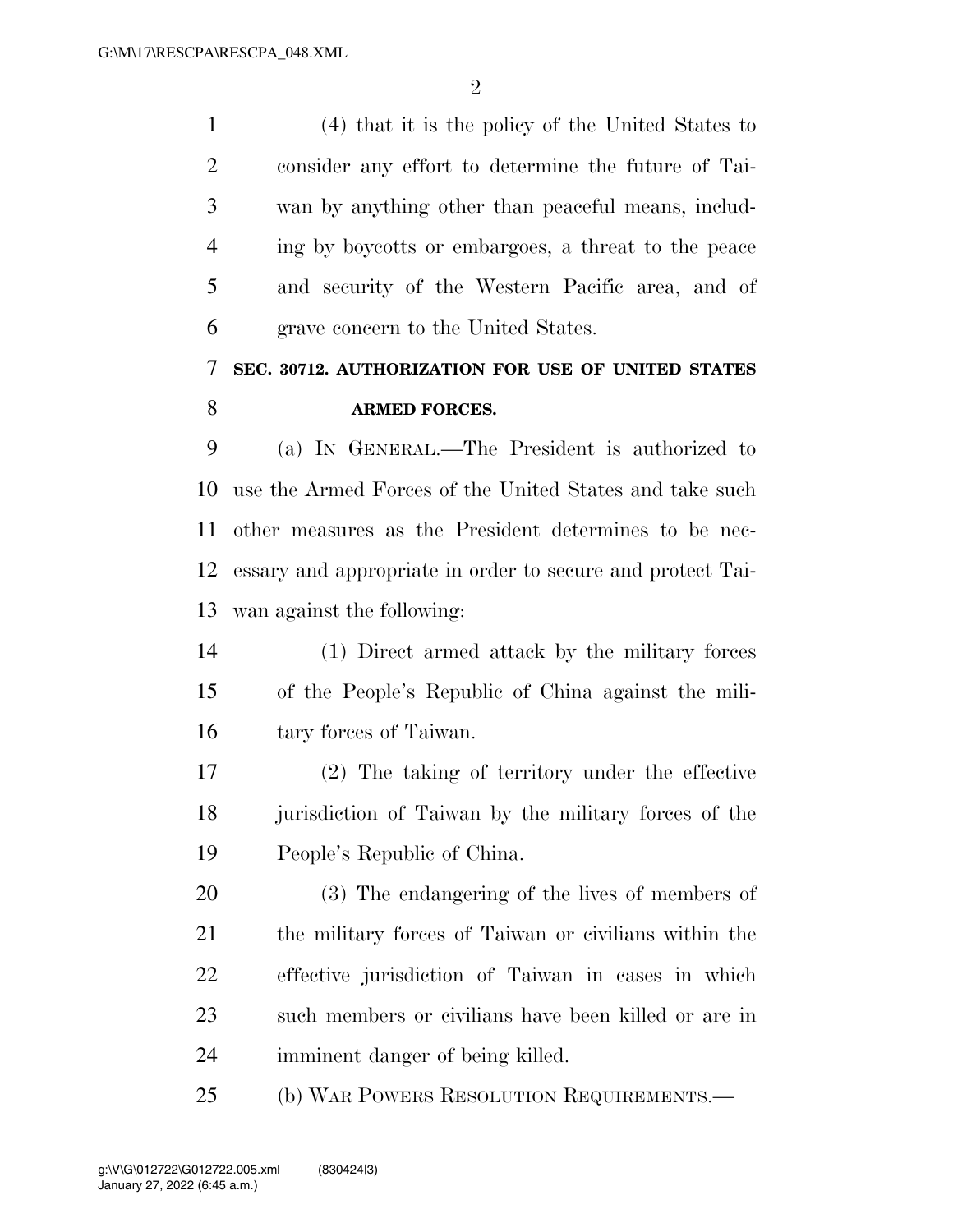(4) that it is the policy of the United States to consider any effort to determine the future of Taiwan by anything other than peaceful means, including by boycotts or embargoes, a threat to the peace and security of the Western Pacific area, and of grave concern to the United States.

### SEC. 30712. AUTHORIZATION FOR USE OF UNITED STATES ARMED FORCES.

(a) IN GENERAL.—The President is authorized to use the Armed Forces of the United States and take such other measures as the President determines to be necessary and appropriate in order to secure and protect Taiwan against the following:

(1) Direct armed attack by the military forces of the People's Republic of China against the military forces of Taiwan.

(2) The taking of territory under the effective jurisdiction of Taiwan by the military forces of the People's Republic of China.

(3) The endangering of the lives of members of the military forces of Taiwan or civilians within the effective jurisdiction of Taiwan in cases in which such members or civilians have been killed or are in imminent danger of being killed.

(b) WAR POWERS RESOLUTION REQUIREMENTS.—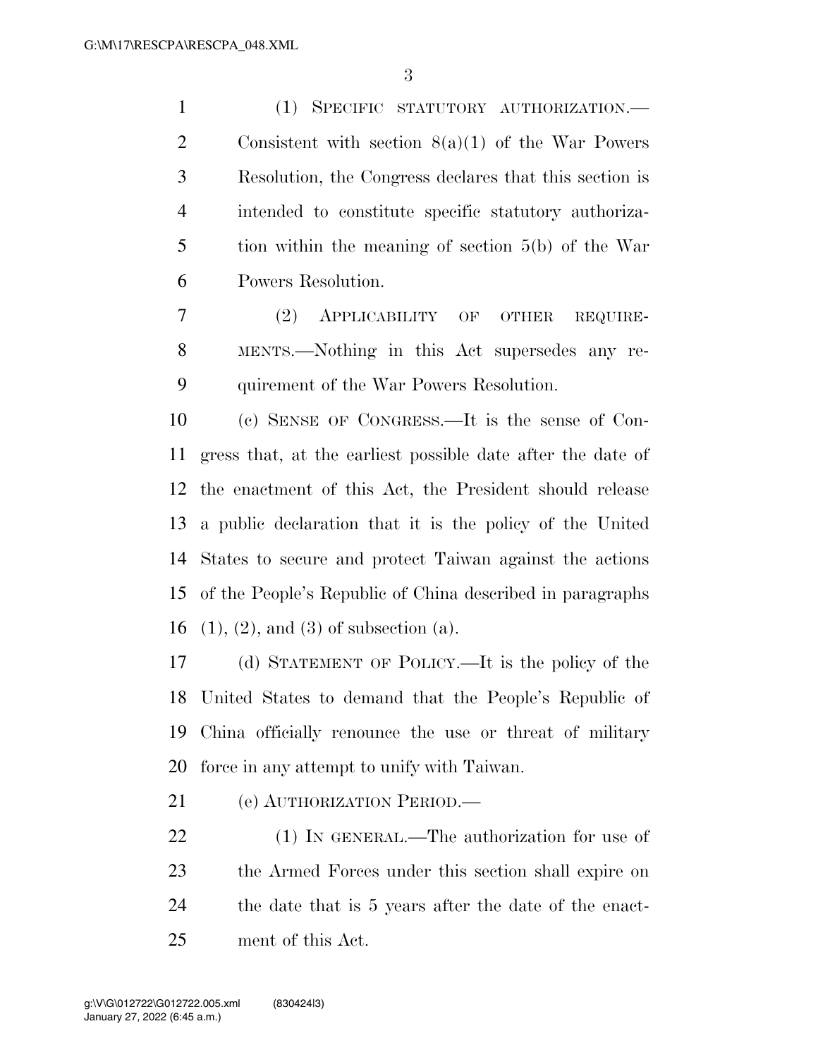(1) SPECIFIC STATUTORY AUTHORIZATION.—Consistent with section 8(a)(1) of the War Powers Resolution, the Congress declares that this section is intended to constitute specific statutory authorization within the meaning of section 5(b) of the War Powers Resolution.

(2) APPLICABILITY OF OTHER REQUIREMENTS.—Nothing in this Act supersedes any requirement of the War Powers Resolution.

(c) SENSE OF CONGRESS.—It is the sense of Congress that, at the earliest possible date after the date of the enactment of this Act, the President should release a public declaration that it is the policy of the United States to secure and protect Taiwan against the actions of the People's Republic of China described in paragraphs (1), (2), and (3) of subsection (a).

(d) STATEMENT OF POLICY.—It is the policy of the United States to demand that the People's Republic of China officially renounce the use or threat of military force in any attempt to unify with Taiwan.

(e) AUTHORIZATION PERIOD.—

(1) IN GENERAL.—The authorization for use of the Armed Forces under this section shall expire on the date that is 5 years after the date of the enactment of this Act.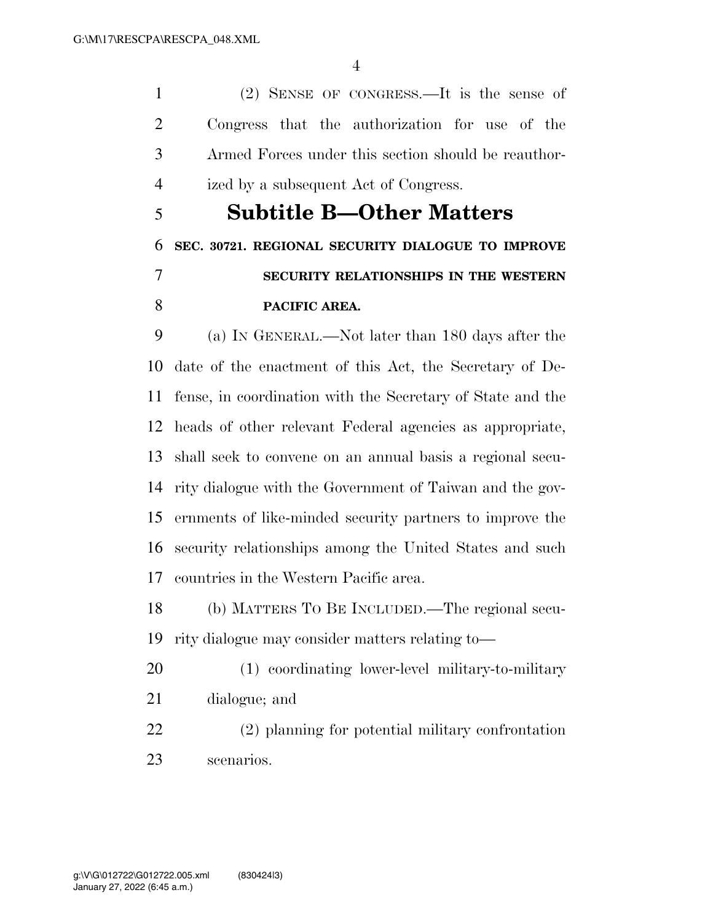(2) SENSE OF CONGRESS.—It is the sense of Congress that the authorization for use of the Armed Forces under this section should be reauthorized by a subsequent Act of Congress.

## Subtitle B—Other Matters

**SEC. 30721. REGIONAL SECURITY DIALOGUE TO IMPROVE SECURITY RELATIONSHIPS IN THE WESTERN PACIFIC AREA.**

(a) IN GENERAL.—Not later than 180 days after the date of the enactment of this Act, the Secretary of Defense, in coordination with the Secretary of State and the heads of other relevant Federal agencies as appropriate, shall seek to convene on an annual basis a regional security dialogue with the Government of Taiwan and the governments of like-minded security partners to improve the security relationships among the United States and such countries in the Western Pacific area.

(b) MATTERS TO BE INCLUDED.—The regional security dialogue may consider matters relating to—

(1) coordinating lower-level military-to-military dialogue; and

(2) planning for potential military confrontation scenarios.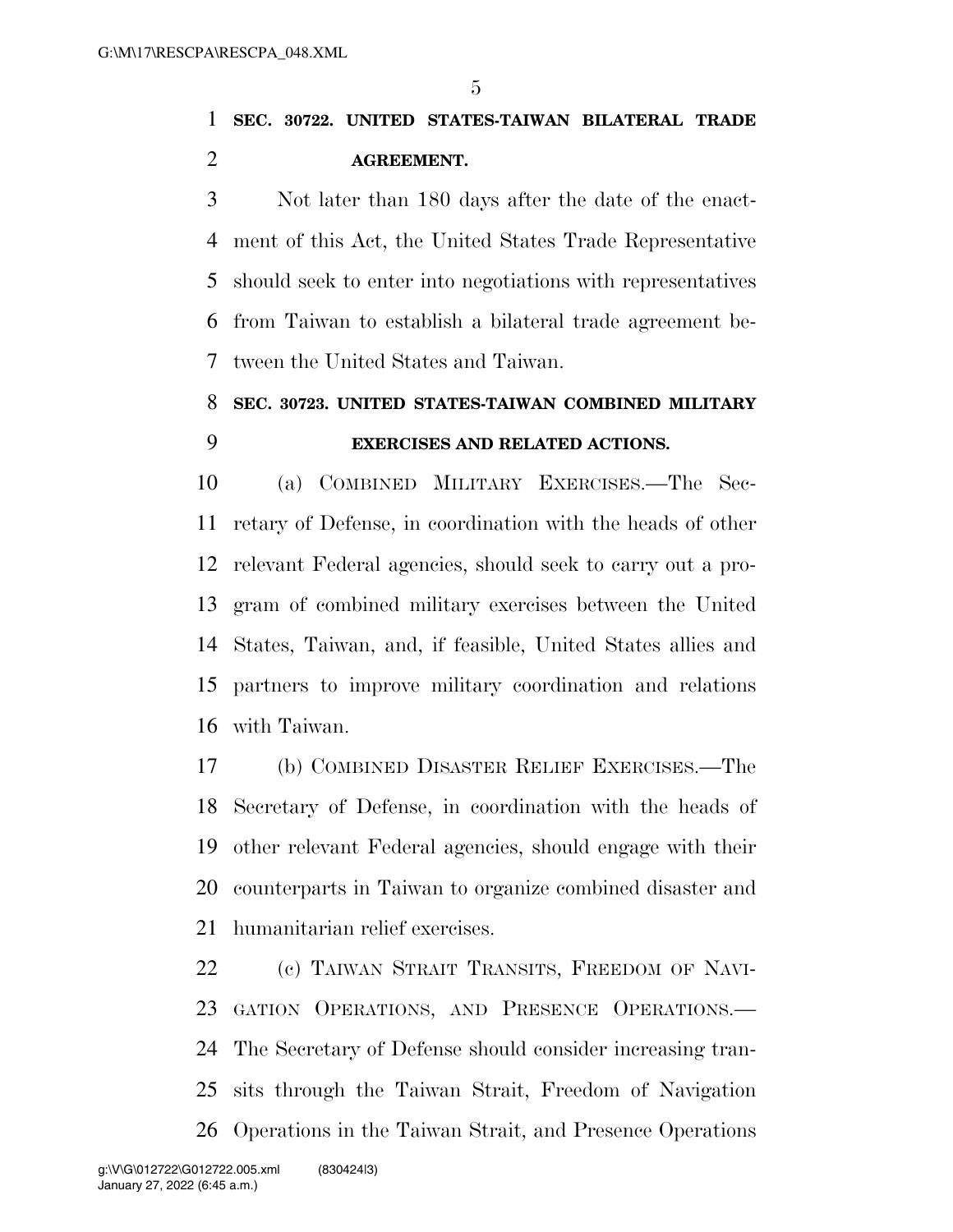## SEC. 30722. UNITED STATES-TAIWAN BILATERAL TRADE AGREEMENT.

Not later than 180 days after the date of the enactment of this Act, the United States Trade Representative should seek to enter into negotiations with representatives from Taiwan to establish a bilateral trade agreement between the United States and Taiwan.

## SEC. 30723. UNITED STATES-TAIWAN COMBINED MILITARY EXERCISES AND RELATED ACTIONS.

(a) COMBINED MILITARY EXERCISES.—The Secretary of Defense, in coordination with the heads of other relevant Federal agencies, should seek to carry out a program of combined military exercises between the United States, Taiwan, and, if feasible, United States allies and partners to improve military coordination and relations with Taiwan.

(b) COMBINED DISASTER RELIEF EXERCISES.—The Secretary of Defense, in coordination with the heads of other relevant Federal agencies, should engage with their counterparts in Taiwan to organize combined disaster and humanitarian relief exercises.

(c) TAIWAN STRAIT TRANSITS, FREEDOM OF NAVIGATION OPERATIONS, AND PRESENCE OPERATIONS.—The Secretary of Defense should consider increasing transits through the Taiwan Strait, Freedom of Navigation Operations in the Taiwan Strait, and Presence Operations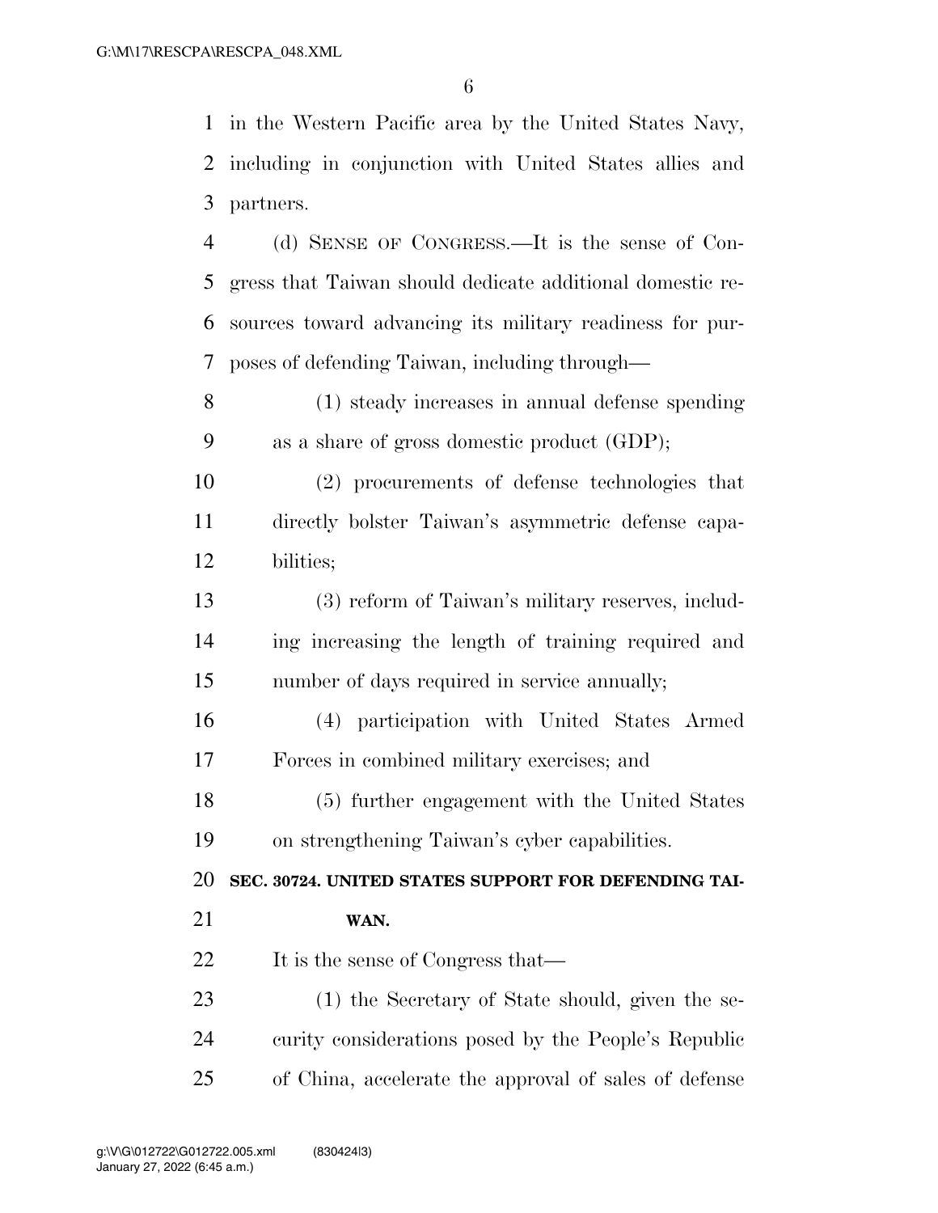in the Western Pacific area by the United States Navy, including in conjunction with United States allies and partners.

(d) SENSE OF CONGRESS.—It is the sense of Congress that Taiwan should dedicate additional domestic resources toward advancing its military readiness for purposes of defending Taiwan, including through—

(1) steady increases in annual defense spending as a share of gross domestic product (GDP);

(2) procurements of defense technologies that directly bolster Taiwan's asymmetric defense capabilities;

(3) reform of Taiwan's military reserves, including increasing the length of training required and number of days required in service annually;

(4) participation with United States Armed Forces in combined military exercises; and

(5) further engagement with the United States on strengthening Taiwan's cyber capabilities.

**SEC. 30724. UNITED STATES SUPPORT FOR DEFENDING TAIWAN.**

It is the sense of Congress that—

(1) the Secretary of State should, given the security considerations posed by the People's Republic of China, accelerate the approval of sales of defense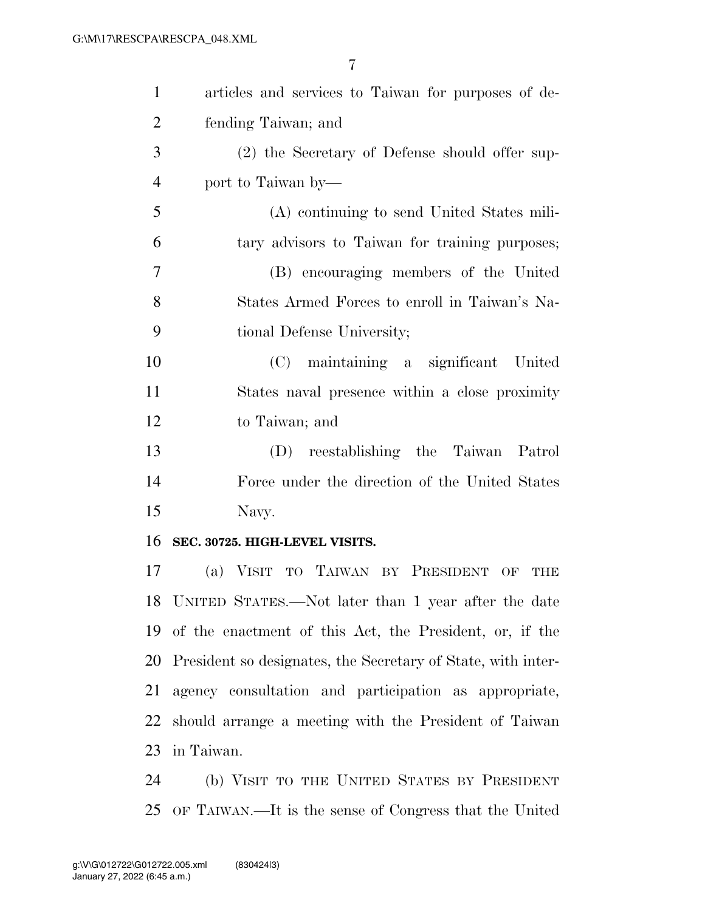articles and services to Taiwan for purposes of defending Taiwan; and

(2) the Secretary of Defense should offer support to Taiwan by—

(A) continuing to send United States military advisors to Taiwan for training purposes;

(B) encouraging members of the United States Armed Forces to enroll in Taiwan's National Defense University;

(C) maintaining a significant United States naval presence within a close proximity to Taiwan; and

(D) reestablishing the Taiwan Patrol Force under the direction of the United States Navy.

**SEC. 30725. HIGH-LEVEL VISITS.**

(a) VISIT TO TAIWAN BY PRESIDENT OF THE UNITED STATES.—Not later than 1 year after the date of the enactment of this Act, the President, or, if the President so designates, the Secretary of State, with interagency consultation and participation as appropriate, should arrange a meeting with the President of Taiwan in Taiwan.

(b) VISIT TO THE UNITED STATES BY PRESIDENT OF TAIWAN.—It is the sense of Congress that the United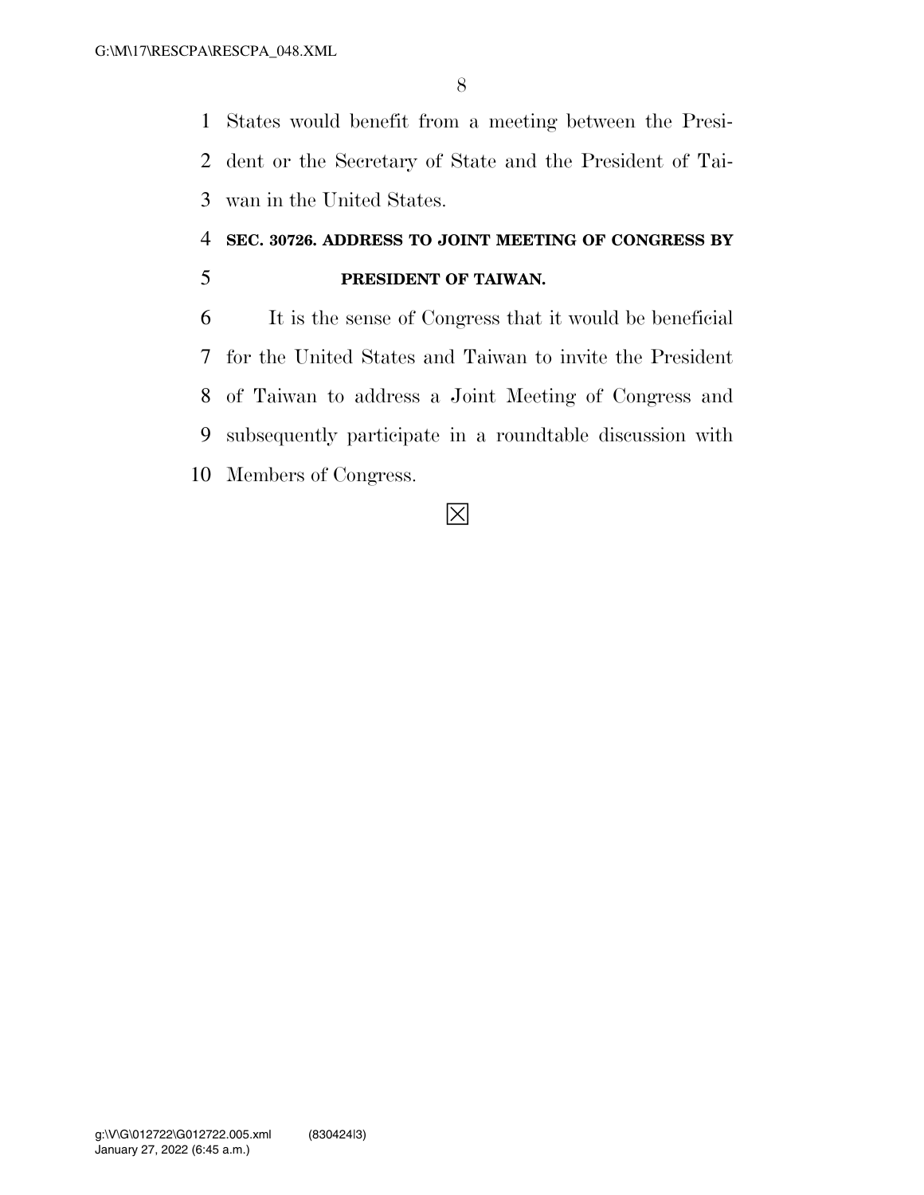States would benefit from a meeting between the President or the Secretary of State and the President of Taiwan in the United States.

### SEC. 30726. ADDRESS TO JOINT MEETING OF CONGRESS BY PRESIDENT OF TAIWAN.

It is the sense of Congress that it would be beneficial for the United States and Taiwan to invite the President of Taiwan to address a Joint Meeting of Congress and subsequently participate in a roundtable discussion with Members of Congress.

☒